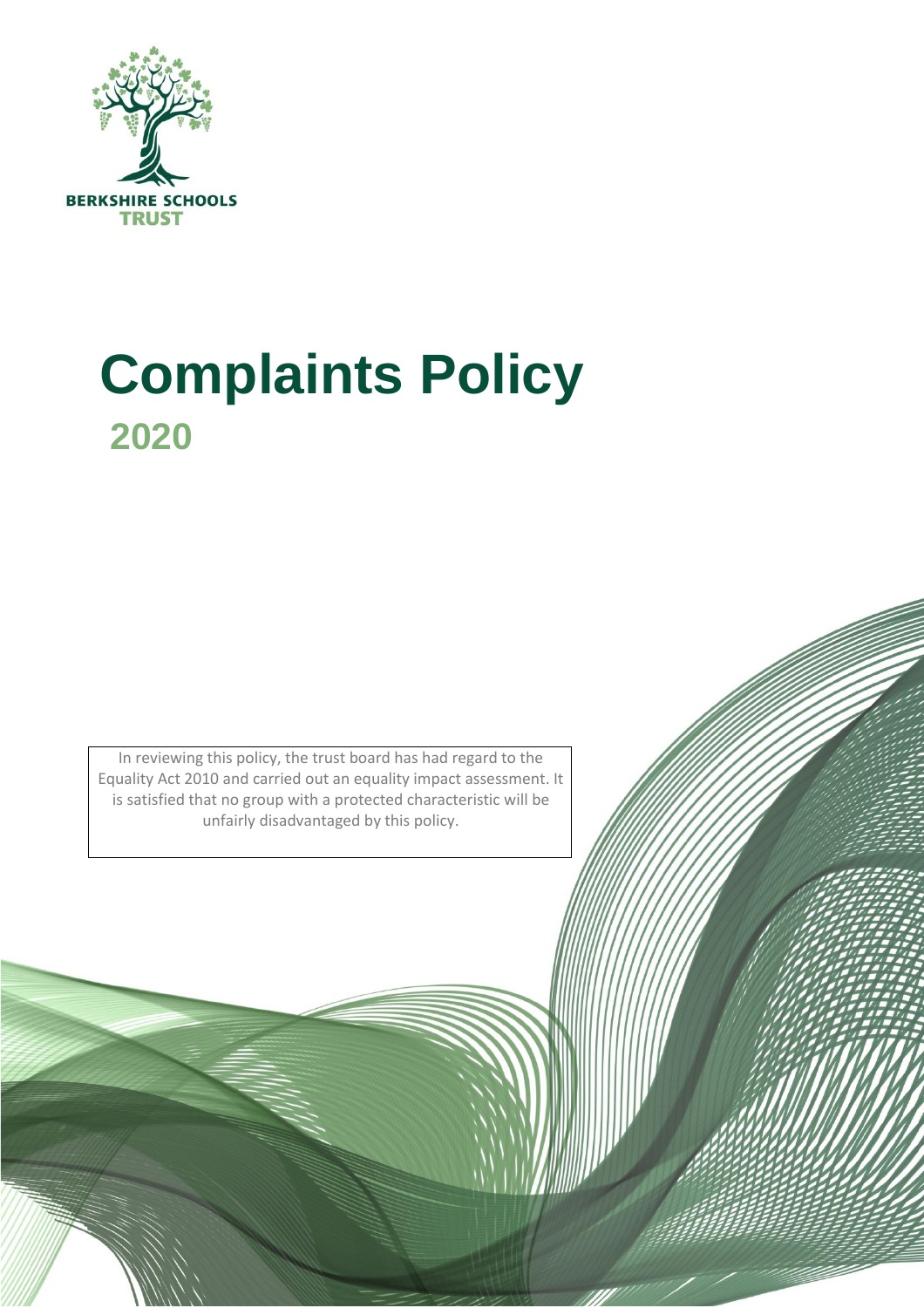BERKSHIRE SCHOOLS TRUST

# Complaints Policy

## 2020

In reviewing this policy, the trust board has had regard to the Equality Act 2010 and carried out an equality impact assessment. It is satisfied that no group with a protected characteristic will be unfairly disadvantaged by this policy.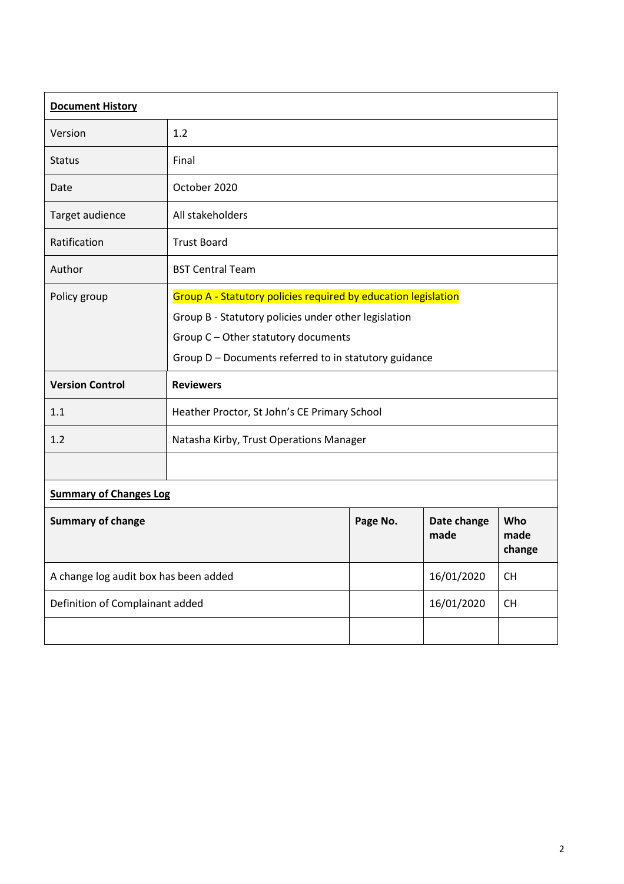| **Document History** | | | | |
|---|---|---|---|---|
| Version | 1.2 | | | |
| Status | Final | | | |
| Date | October 2020 | | | |
| Target audience | All stakeholders | | | |
| Ratification | Trust Board | | | |
| Author | BST Central Team | | | |
| Policy group | Group A - Statutory policies required by education legislation<br>Group B - Statutory policies under other legislation<br>Group C – Other statutory documents<br>Group D – Documents referred to in statutory guidance | | | |
| **Version Control** | **Reviewers** | | | |
| 1.1 | Heather Proctor, St John's CE Primary School | | | |
| 1.2 | Natasha Kirby, Trust Operations Manager | | | |
| | | | | |

**Summary of Changes Log**

| Summary of change | Page No. | Date change made | Who made change |
|---|---|---|---|
| A change log audit box has been added | | 16/01/2020 | CH |
| Definition of Complainant added | | 16/01/2020 | CH |
| | | | |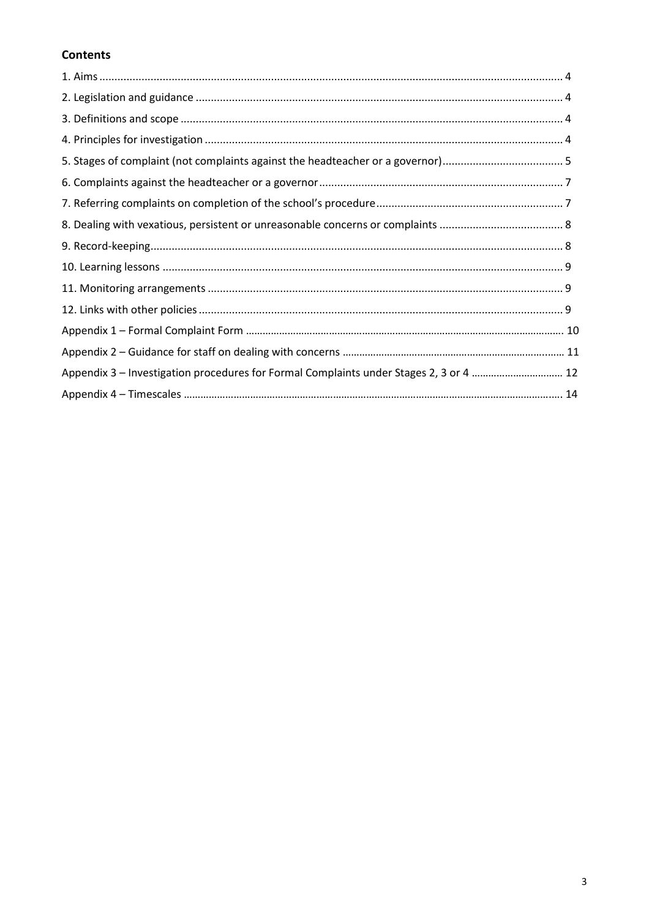## Contents

1. Aims ... 4
2. Legislation and guidance ... 4
3. Definitions and scope ... 4
4. Principles for investigation ... 4
5. Stages of complaint (not complaints against the headteacher or a governor) ... 5
6. Complaints against the headteacher or a governor ... 7
7. Referring complaints on completion of the school's procedure ... 7
8. Dealing with vexatious, persistent or unreasonable concerns or complaints ... 8
9. Record-keeping ... 8
10. Learning lessons ... 9
11. Monitoring arrangements ... 9
12. Links with other policies ... 9

Appendix 1 – Formal Complaint Form ... 10

Appendix 2 – Guidance for staff on dealing with concerns ... 11

Appendix 3 – Investigation procedures for Formal Complaints under Stages 2, 3 or 4 ... 12

Appendix 4 – Timescales ... 14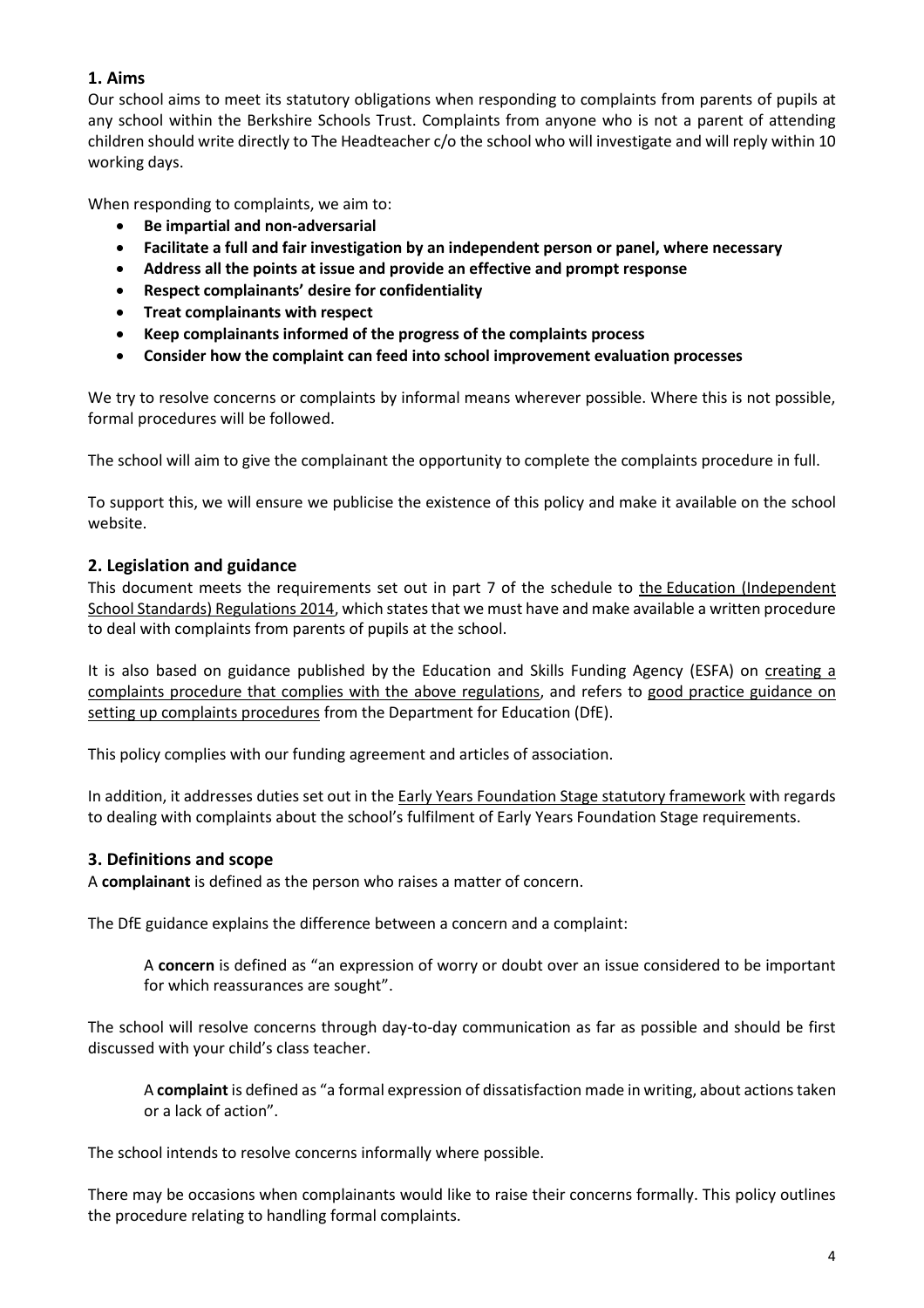## 1. Aims

Our school aims to meet its statutory obligations when responding to complaints from parents of pupils at any school within the Berkshire Schools Trust. Complaints from anyone who is not a parent of attending children should write directly to The Headteacher c/o the school who will investigate and will reply within 10 working days.

When responding to complaints, we aim to:

- **Be impartial and non-adversarial**
- **Facilitate a full and fair investigation by an independent person or panel, where necessary**
- **Address all the points at issue and provide an effective and prompt response**
- **Respect complainants' desire for confidentiality**
- **Treat complainants with respect**
- **Keep complainants informed of the progress of the complaints process**
- **Consider how the complaint can feed into school improvement evaluation processes**

We try to resolve concerns or complaints by informal means wherever possible. Where this is not possible, formal procedures will be followed.

The school will aim to give the complainant the opportunity to complete the complaints procedure in full.

To support this, we will ensure we publicise the existence of this policy and make it available on the school website.

## 2. Legislation and guidance

This document meets the requirements set out in part 7 of the schedule to the Education (Independent School Standards) Regulations 2014, which states that we must have and make available a written procedure to deal with complaints from parents of pupils at the school.

It is also based on guidance published by the Education and Skills Funding Agency (ESFA) on creating a complaints procedure that complies with the above regulations, and refers to good practice guidance on setting up complaints procedures from the Department for Education (DfE).

This policy complies with our funding agreement and articles of association.

In addition, it addresses duties set out in the Early Years Foundation Stage statutory framework with regards to dealing with complaints about the school's fulfilment of Early Years Foundation Stage requirements.

## 3. Definitions and scope

A **complainant** is defined as the person who raises a matter of concern.

The DfE guidance explains the difference between a concern and a complaint:

> A **concern** is defined as "an expression of worry or doubt over an issue considered to be important for which reassurances are sought".

The school will resolve concerns through day-to-day communication as far as possible and should be first discussed with your child's class teacher.

> A **complaint** is defined as "a formal expression of dissatisfaction made in writing, about actions taken or a lack of action".

The school intends to resolve concerns informally where possible.

There may be occasions when complainants would like to raise their concerns formally. This policy outlines the procedure relating to handling formal complaints.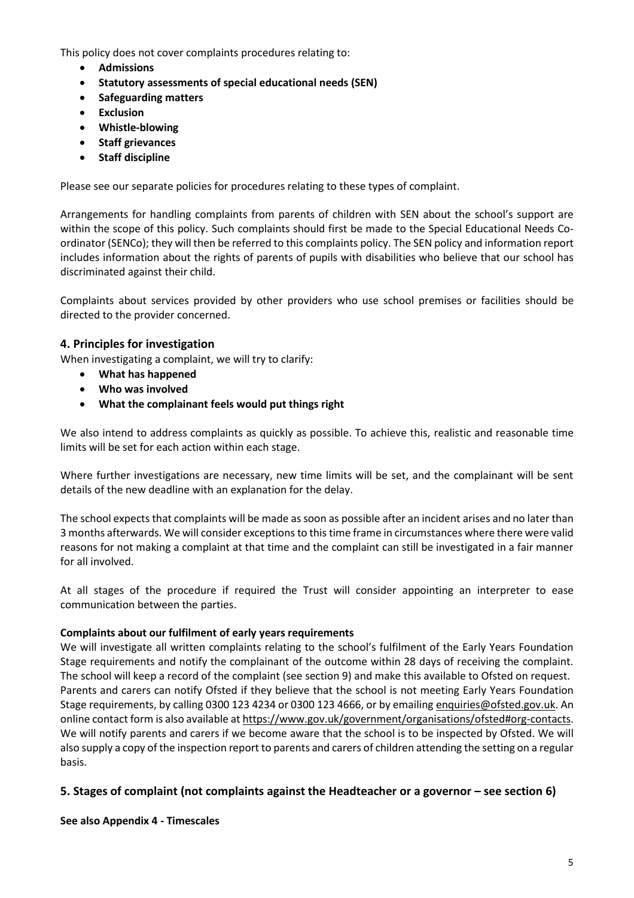This policy does not cover complaints procedures relating to:

- **Admissions**
- **Statutory assessments of special educational needs (SEN)**
- **Safeguarding matters**
- **Exclusion**
- **Whistle-blowing**
- **Staff grievances**
- **Staff discipline**

Please see our separate policies for procedures relating to these types of complaint.

Arrangements for handling complaints from parents of children with SEN about the school's support are within the scope of this policy. Such complaints should first be made to the Special Educational Needs Co-ordinator (SENCo); they will then be referred to this complaints policy. The SEN policy and information report includes information about the rights of parents of pupils with disabilities who believe that our school has discriminated against their child.

Complaints about services provided by other providers who use school premises or facilities should be directed to the provider concerned.

## 4. Principles for investigation

When investigating a complaint, we will try to clarify:

- **What has happened**
- **Who was involved**
- **What the complainant feels would put things right**

We also intend to address complaints as quickly as possible. To achieve this, realistic and reasonable time limits will be set for each action within each stage.

Where further investigations are necessary, new time limits will be set, and the complainant will be sent details of the new deadline with an explanation for the delay.

The school expects that complaints will be made as soon as possible after an incident arises and no later than 3 months afterwards. We will consider exceptions to this time frame in circumstances where there were valid reasons for not making a complaint at that time and the complaint can still be investigated in a fair manner for all involved.

At all stages of the procedure if required the Trust will consider appointing an interpreter to ease communication between the parties.

**Complaints about our fulfilment of early years requirements**

We will investigate all written complaints relating to the school's fulfilment of the Early Years Foundation Stage requirements and notify the complainant of the outcome within 28 days of receiving the complaint. The school will keep a record of the complaint (see section 9) and make this available to Ofsted on request. Parents and carers can notify Ofsted if they believe that the school is not meeting Early Years Foundation Stage requirements, by calling 0300 123 4234 or 0300 123 4666, or by emailing enquiries@ofsted.gov.uk. An online contact form is also available at https://www.gov.uk/government/organisations/ofsted#org-contacts. We will notify parents and carers if we become aware that the school is to be inspected by Ofsted. We will also supply a copy of the inspection report to parents and carers of children attending the setting on a regular basis.

## 5. Stages of complaint (not complaints against the Headteacher or a governor – see section 6)

**See also Appendix 4 - Timescales**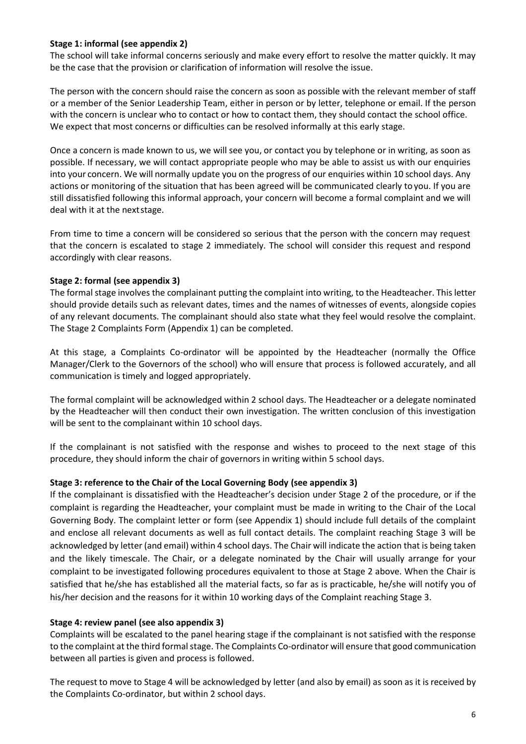**Stage 1: informal (see appendix 2)**

The school will take informal concerns seriously and make every effort to resolve the matter quickly. It may be the case that the provision or clarification of information will resolve the issue.

The person with the concern should raise the concern as soon as possible with the relevant member of staff or a member of the Senior Leadership Team, either in person or by letter, telephone or email. If the person with the concern is unclear who to contact or how to contact them, they should contact the school office. We expect that most concerns or difficulties can be resolved informally at this early stage.

Once a concern is made known to us, we will see you, or contact you by telephone or in writing, as soon as possible. If necessary, we will contact appropriate people who may be able to assist us with our enquiries into your concern. We will normally update you on the progress of our enquiries within 10 school days. Any actions or monitoring of the situation that has been agreed will be communicated clearly to you. If you are still dissatisfied following this informal approach, your concern will become a formal complaint and we will deal with it at the next stage.

From time to time a concern will be considered so serious that the person with the concern may request that the concern is escalated to stage 2 immediately. The school will consider this request and respond accordingly with clear reasons.

**Stage 2: formal (see appendix 3)**

The formal stage involves the complainant putting the complaint into writing, to the Headteacher. This letter should provide details such as relevant dates, times and the names of witnesses of events, alongside copies of any relevant documents. The complainant should also state what they feel would resolve the complaint. The Stage 2 Complaints Form (Appendix 1) can be completed.

At this stage, a Complaints Co-ordinator will be appointed by the Headteacher (normally the Office Manager/Clerk to the Governors of the school) who will ensure that process is followed accurately, and all communication is timely and logged appropriately.

The formal complaint will be acknowledged within 2 school days. The Headteacher or a delegate nominated by the Headteacher will then conduct their own investigation. The written conclusion of this investigation will be sent to the complainant within 10 school days.

If the complainant is not satisfied with the response and wishes to proceed to the next stage of this procedure, they should inform the chair of governors in writing within 5 school days.

**Stage 3: reference to the Chair of the Local Governing Body (see appendix 3)**

If the complainant is dissatisfied with the Headteacher's decision under Stage 2 of the procedure, or if the complaint is regarding the Headteacher, your complaint must be made in writing to the Chair of the Local Governing Body. The complaint letter or form (see Appendix 1) should include full details of the complaint and enclose all relevant documents as well as full contact details. The complaint reaching Stage 3 will be acknowledged by letter (and email) within 4 school days. The Chair will indicate the action that is being taken and the likely timescale. The Chair, or a delegate nominated by the Chair will usually arrange for your complaint to be investigated following procedures equivalent to those at Stage 2 above. When the Chair is satisfied that he/she has established all the material facts, so far as is practicable, he/she will notify you of his/her decision and the reasons for it within 10 working days of the Complaint reaching Stage 3.

**Stage 4: review panel (see also appendix 3)**

Complaints will be escalated to the panel hearing stage if the complainant is not satisfied with the response to the complaint at the third formal stage. The Complaints Co-ordinator will ensure that good communication between all parties is given and process is followed.

The request to move to Stage 4 will be acknowledged by letter (and also by email) as soon as it is received by the Complaints Co-ordinator, but within 2 school days.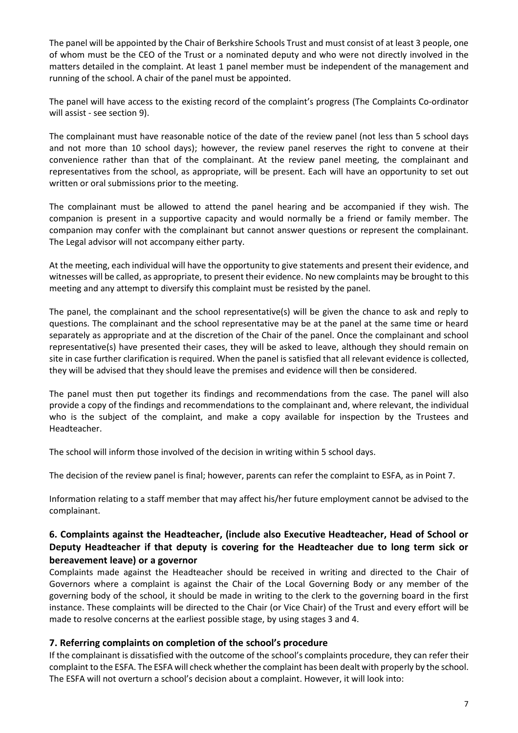The panel will be appointed by the Chair of Berkshire Schools Trust and must consist of at least 3 people, one of whom must be the CEO of the Trust or a nominated deputy and who were not directly involved in the matters detailed in the complaint. At least 1 panel member must be independent of the management and running of the school. A chair of the panel must be appointed.

The panel will have access to the existing record of the complaint's progress (The Complaints Co-ordinator will assist - see section 9).

The complainant must have reasonable notice of the date of the review panel (not less than 5 school days and not more than 10 school days); however, the review panel reserves the right to convene at their convenience rather than that of the complainant. At the review panel meeting, the complainant and representatives from the school, as appropriate, will be present. Each will have an opportunity to set out written or oral submissions prior to the meeting.

The complainant must be allowed to attend the panel hearing and be accompanied if they wish. The companion is present in a supportive capacity and would normally be a friend or family member. The companion may confer with the complainant but cannot answer questions or represent the complainant. The Legal advisor will not accompany either party.

At the meeting, each individual will have the opportunity to give statements and present their evidence, and witnesses will be called, as appropriate, to present their evidence. No new complaints may be brought to this meeting and any attempt to diversify this complaint must be resisted by the panel.

The panel, the complainant and the school representative(s) will be given the chance to ask and reply to questions. The complainant and the school representative may be at the panel at the same time or heard separately as appropriate and at the discretion of the Chair of the panel. Once the complainant and school representative(s) have presented their cases, they will be asked to leave, although they should remain on site in case further clarification is required. When the panel is satisfied that all relevant evidence is collected, they will be advised that they should leave the premises and evidence will then be considered.

The panel must then put together its findings and recommendations from the case. The panel will also provide a copy of the findings and recommendations to the complainant and, where relevant, the individual who is the subject of the complaint, and make a copy available for inspection by the Trustees and Headteacher.

The school will inform those involved of the decision in writing within 5 school days.

The decision of the review panel is final; however, parents can refer the complaint to ESFA, as in Point 7.

Information relating to a staff member that may affect his/her future employment cannot be advised to the complainant.

## 6. Complaints against the Headteacher, (include also Executive Headteacher, Head of School or Deputy Headteacher if that deputy is covering for the Headteacher due to long term sick or bereavement leave) or a governor

Complaints made against the Headteacher should be received in writing and directed to the Chair of Governors where a complaint is against the Chair of the Local Governing Body or any member of the governing body of the school, it should be made in writing to the clerk to the governing board in the first instance. These complaints will be directed to the Chair (or Vice Chair) of the Trust and every effort will be made to resolve concerns at the earliest possible stage, by using stages 3 and 4.

## 7. Referring complaints on completion of the school's procedure

If the complainant is dissatisfied with the outcome of the school's complaints procedure, they can refer their complaint to the ESFA. The ESFA will check whether the complaint has been dealt with properly by the school. The ESFA will not overturn a school's decision about a complaint. However, it will look into: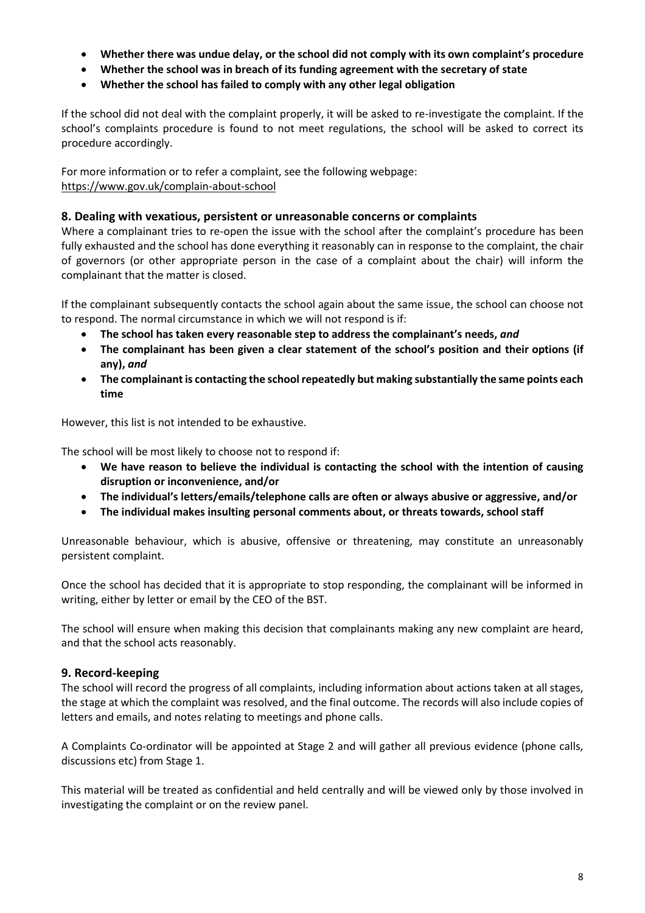- **Whether there was undue delay, or the school did not comply with its own complaint's procedure**
- **Whether the school was in breach of its funding agreement with the secretary of state**
- **Whether the school has failed to comply with any other legal obligation**

If the school did not deal with the complaint properly, it will be asked to re-investigate the complaint. If the school's complaints procedure is found to not meet regulations, the school will be asked to correct its procedure accordingly.

For more information or to refer a complaint, see the following webpage:
https://www.gov.uk/complain-about-school

## 8. Dealing with vexatious, persistent or unreasonable concerns or complaints

Where a complainant tries to re-open the issue with the school after the complaint's procedure has been fully exhausted and the school has done everything it reasonably can in response to the complaint, the chair of governors (or other appropriate person in the case of a complaint about the chair) will inform the complainant that the matter is closed.

If the complainant subsequently contacts the school again about the same issue, the school can choose not to respond. The normal circumstance in which we will not respond is if:

- **The school has taken every reasonable step to address the complainant's needs,** ***and***
- **The complainant has been given a clear statement of the school's position and their options (if any),** ***and***
- **The complainant is contacting the school repeatedly but making substantially the same points each time**

However, this list is not intended to be exhaustive.

The school will be most likely to choose not to respond if:

- **We have reason to believe the individual is contacting the school with the intention of causing disruption or inconvenience, and/or**
- **The individual's letters/emails/telephone calls are often or always abusive or aggressive, and/or**
- **The individual makes insulting personal comments about, or threats towards, school staff**

Unreasonable behaviour, which is abusive, offensive or threatening, may constitute an unreasonably persistent complaint.

Once the school has decided that it is appropriate to stop responding, the complainant will be informed in writing, either by letter or email by the CEO of the BST.

The school will ensure when making this decision that complainants making any new complaint are heard, and that the school acts reasonably.

## 9. Record-keeping

The school will record the progress of all complaints, including information about actions taken at all stages, the stage at which the complaint was resolved, and the final outcome. The records will also include copies of letters and emails, and notes relating to meetings and phone calls.

A Complaints Co-ordinator will be appointed at Stage 2 and will gather all previous evidence (phone calls, discussions etc) from Stage 1.

This material will be treated as confidential and held centrally and will be viewed only by those involved in investigating the complaint or on the review panel.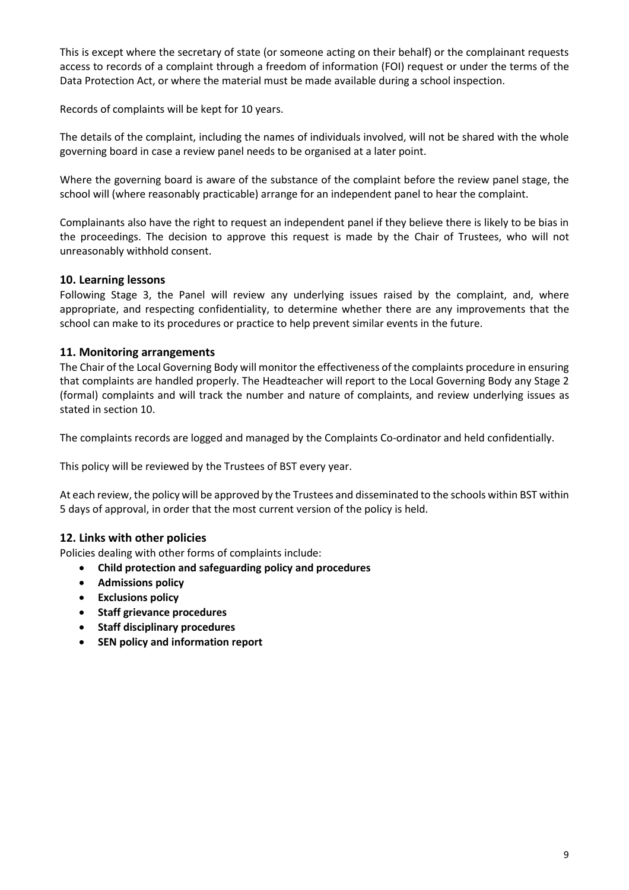This is except where the secretary of state (or someone acting on their behalf) or the complainant requests access to records of a complaint through a freedom of information (FOI) request or under the terms of the Data Protection Act, or where the material must be made available during a school inspection.

Records of complaints will be kept for 10 years.

The details of the complaint, including the names of individuals involved, will not be shared with the whole governing board in case a review panel needs to be organised at a later point.

Where the governing board is aware of the substance of the complaint before the review panel stage, the school will (where reasonably practicable) arrange for an independent panel to hear the complaint.

Complainants also have the right to request an independent panel if they believe there is likely to be bias in the proceedings. The decision to approve this request is made by the Chair of Trustees, who will not unreasonably withhold consent.

## 10. Learning lessons

Following Stage 3, the Panel will review any underlying issues raised by the complaint, and, where appropriate, and respecting confidentiality, to determine whether there are any improvements that the school can make to its procedures or practice to help prevent similar events in the future.

## 11. Monitoring arrangements

The Chair of the Local Governing Body will monitor the effectiveness of the complaints procedure in ensuring that complaints are handled properly. The Headteacher will report to the Local Governing Body any Stage 2 (formal) complaints and will track the number and nature of complaints, and review underlying issues as stated in section 10.

The complaints records are logged and managed by the Complaints Co-ordinator and held confidentially.

This policy will be reviewed by the Trustees of BST every year.

At each review, the policy will be approved by the Trustees and disseminated to the schools within BST within 5 days of approval, in order that the most current version of the policy is held.

## 12. Links with other policies

Policies dealing with other forms of complaints include:

- **Child protection and safeguarding policy and procedures**
- **Admissions policy**
- **Exclusions policy**
- **Staff grievance procedures**
- **Staff disciplinary procedures**
- **SEN policy and information report**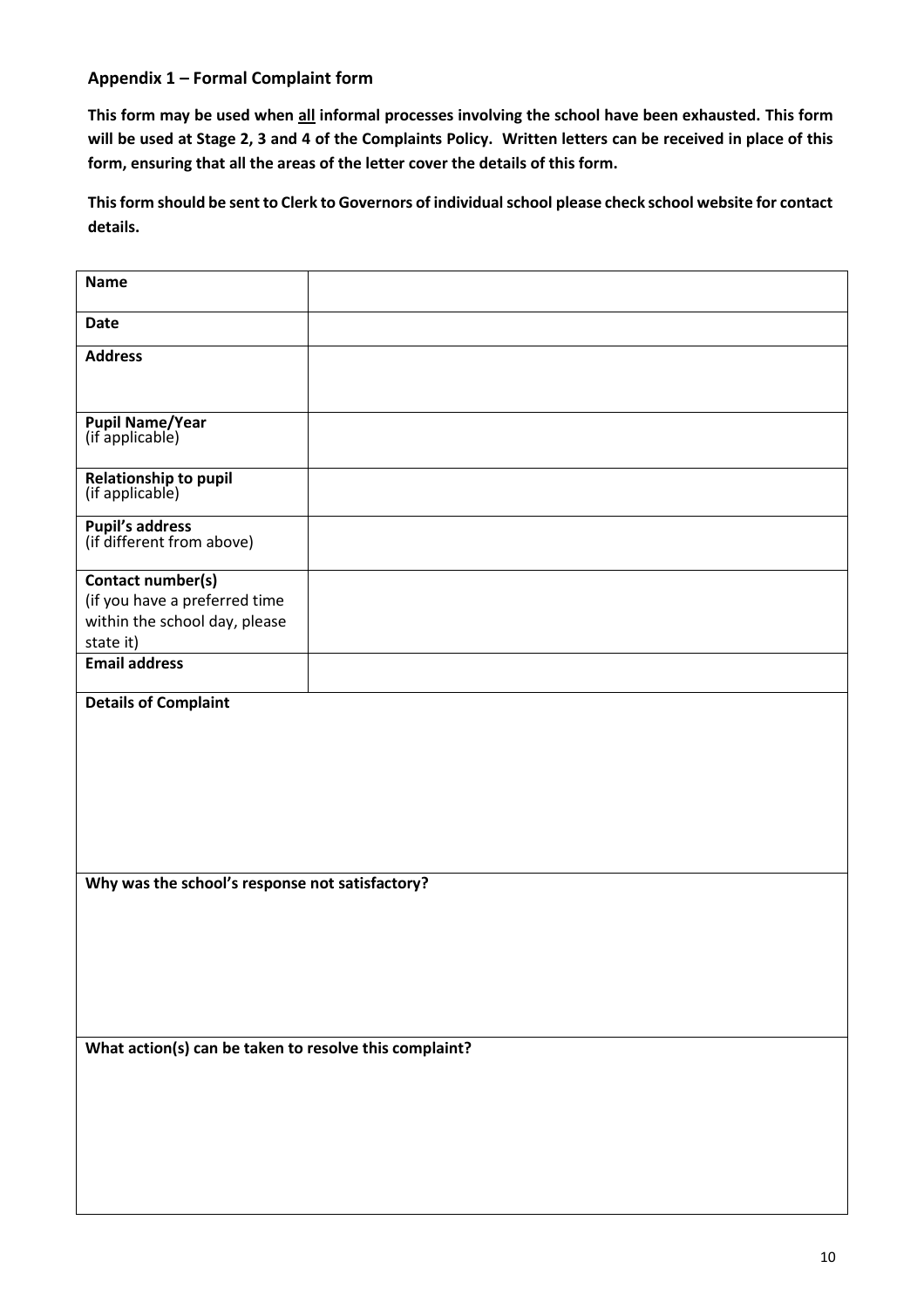## Appendix 1 – Formal Complaint form

**This form may be used when <u>all</u> informal processes involving the school have been exhausted. This form will be used at Stage 2, 3 and 4 of the Complaints Policy. Written letters can be received in place of this form, ensuring that all the areas of the letter cover the details of this form.**

**This form should be sent to Clerk to Governors of individual school please check school website for contact details.**

| | |
|---|---|
| **Name** | |
| **Date** | |
| **Address** | |
| **Pupil Name/Year** (if applicable) | |
| **Relationship to pupil** (if applicable) | |
| **Pupil's address** (if different from above) | |
| **Contact number(s)** (if you have a preferred time within the school day, please state it) | |
| **Email address** | |

| |
|---|
| **Details of Complaint** |
| **Why was the school's response not satisfactory?** |
| **What action(s) can be taken to resolve this complaint?** |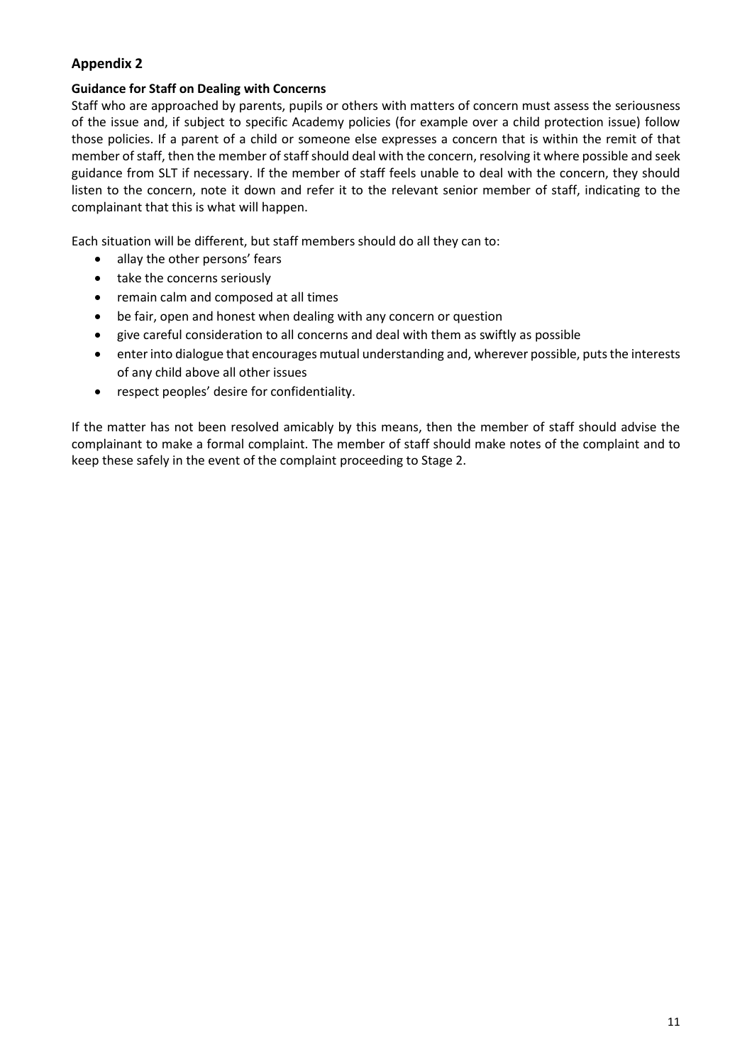## Appendix 2

**Guidance for Staff on Dealing with Concerns**

Staff who are approached by parents, pupils or others with matters of concern must assess the seriousness of the issue and, if subject to specific Academy policies (for example over a child protection issue) follow those policies. If a parent of a child or someone else expresses a concern that is within the remit of that member of staff, then the member of staff should deal with the concern, resolving it where possible and seek guidance from SLT if necessary. If the member of staff feels unable to deal with the concern, they should listen to the concern, note it down and refer it to the relevant senior member of staff, indicating to the complainant that this is what will happen.

Each situation will be different, but staff members should do all they can to:

- allay the other persons' fears
- take the concerns seriously
- remain calm and composed at all times
- be fair, open and honest when dealing with any concern or question
- give careful consideration to all concerns and deal with them as swiftly as possible
- enter into dialogue that encourages mutual understanding and, wherever possible, puts the interests of any child above all other issues
- respect peoples' desire for confidentiality.

If the matter has not been resolved amicably by this means, then the member of staff should advise the complainant to make a formal complaint. The member of staff should make notes of the complaint and to keep these safely in the event of the complaint proceeding to Stage 2.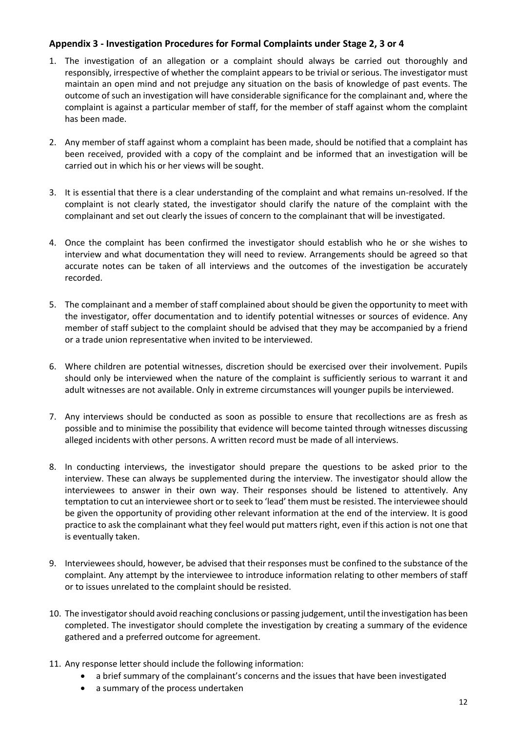## Appendix 3 - Investigation Procedures for Formal Complaints under Stage 2, 3 or 4

1. The investigation of an allegation or a complaint should always be carried out thoroughly and responsibly, irrespective of whether the complaint appears to be trivial or serious. The investigator must maintain an open mind and not prejudge any situation on the basis of knowledge of past events. The outcome of such an investigation will have considerable significance for the complainant and, where the complaint is against a particular member of staff, for the member of staff against whom the complaint has been made.

2. Any member of staff against whom a complaint has been made, should be notified that a complaint has been received, provided with a copy of the complaint and be informed that an investigation will be carried out in which his or her views will be sought.

3. It is essential that there is a clear understanding of the complaint and what remains un-resolved. If the complaint is not clearly stated, the investigator should clarify the nature of the complaint with the complainant and set out clearly the issues of concern to the complainant that will be investigated.

4. Once the complaint has been confirmed the investigator should establish who he or she wishes to interview and what documentation they will need to review. Arrangements should be agreed so that accurate notes can be taken of all interviews and the outcomes of the investigation be accurately recorded.

5. The complainant and a member of staff complained about should be given the opportunity to meet with the investigator, offer documentation and to identify potential witnesses or sources of evidence. Any member of staff subject to the complaint should be advised that they may be accompanied by a friend or a trade union representative when invited to be interviewed.

6. Where children are potential witnesses, discretion should be exercised over their involvement. Pupils should only be interviewed when the nature of the complaint is sufficiently serious to warrant it and adult witnesses are not available. Only in extreme circumstances will younger pupils be interviewed.

7. Any interviews should be conducted as soon as possible to ensure that recollections are as fresh as possible and to minimise the possibility that evidence will become tainted through witnesses discussing alleged incidents with other persons. A written record must be made of all interviews.

8. In conducting interviews, the investigator should prepare the questions to be asked prior to the interview. These can always be supplemented during the interview. The investigator should allow the interviewees to answer in their own way. Their responses should be listened to attentively. Any temptation to cut an interviewee short or to seek to 'lead' them must be resisted. The interviewee should be given the opportunity of providing other relevant information at the end of the interview. It is good practice to ask the complainant what they feel would put matters right, even if this action is not one that is eventually taken.

9. Interviewees should, however, be advised that their responses must be confined to the substance of the complaint. Any attempt by the interviewee to introduce information relating to other members of staff or to issues unrelated to the complaint should be resisted.

10. The investigator should avoid reaching conclusions or passing judgement, until the investigation has been completed. The investigator should complete the investigation by creating a summary of the evidence gathered and a preferred outcome for agreement.

11. Any response letter should include the following information:
    - a brief summary of the complainant's concerns and the issues that have been investigated
    - a summary of the process undertaken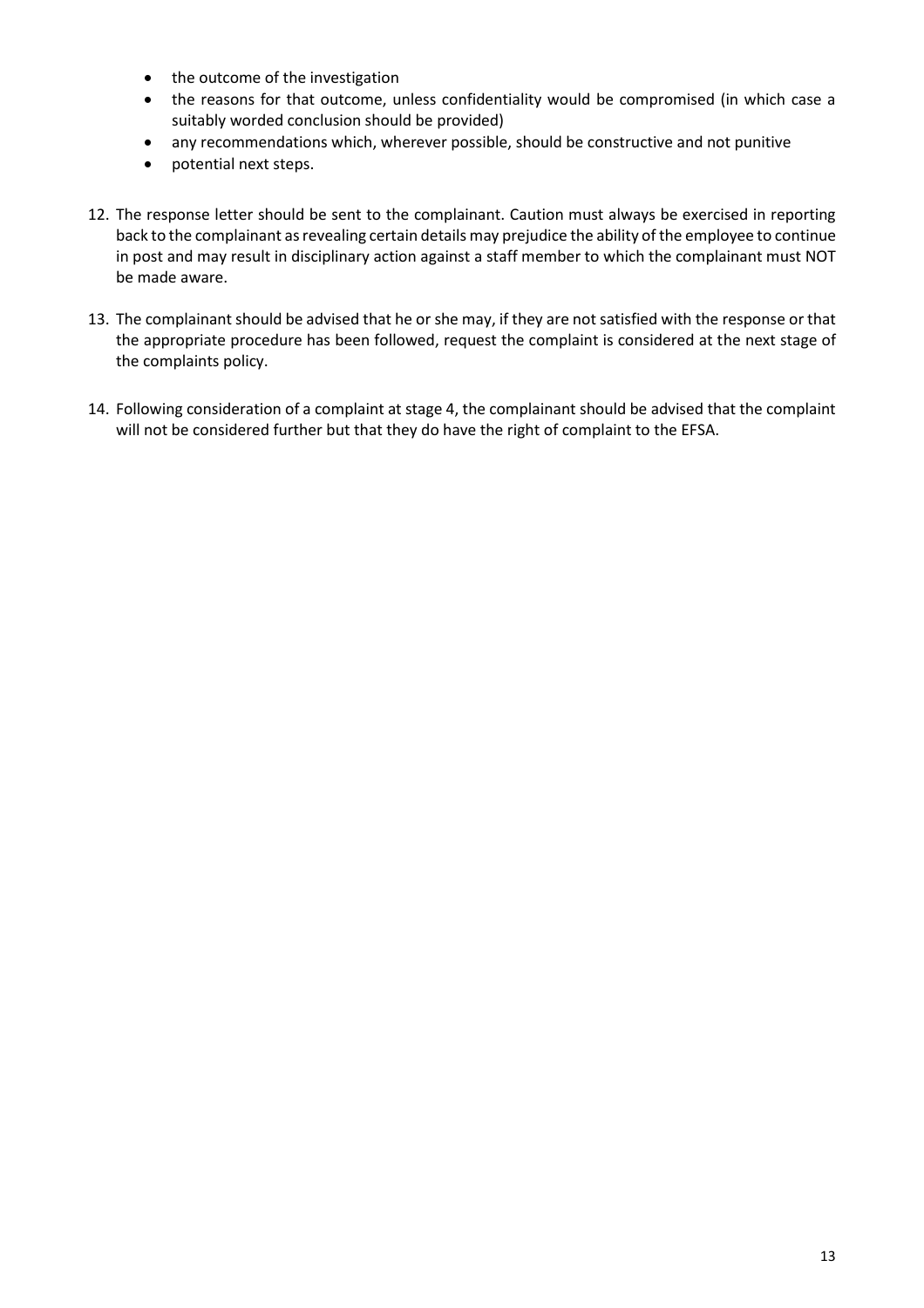- the outcome of the investigation
- the reasons for that outcome, unless confidentiality would be compromised (in which case a suitably worded conclusion should be provided)
- any recommendations which, wherever possible, should be constructive and not punitive
- potential next steps.

12. The response letter should be sent to the complainant. Caution must always be exercised in reporting back to the complainant as revealing certain details may prejudice the ability of the employee to continue in post and may result in disciplinary action against a staff member to which the complainant must NOT be made aware.

13. The complainant should be advised that he or she may, if they are not satisfied with the response or that the appropriate procedure has been followed, request the complaint is considered at the next stage of the complaints policy.

14. Following consideration of a complaint at stage 4, the complainant should be advised that the complaint will not be considered further but that they do have the right of complaint to the EFSA.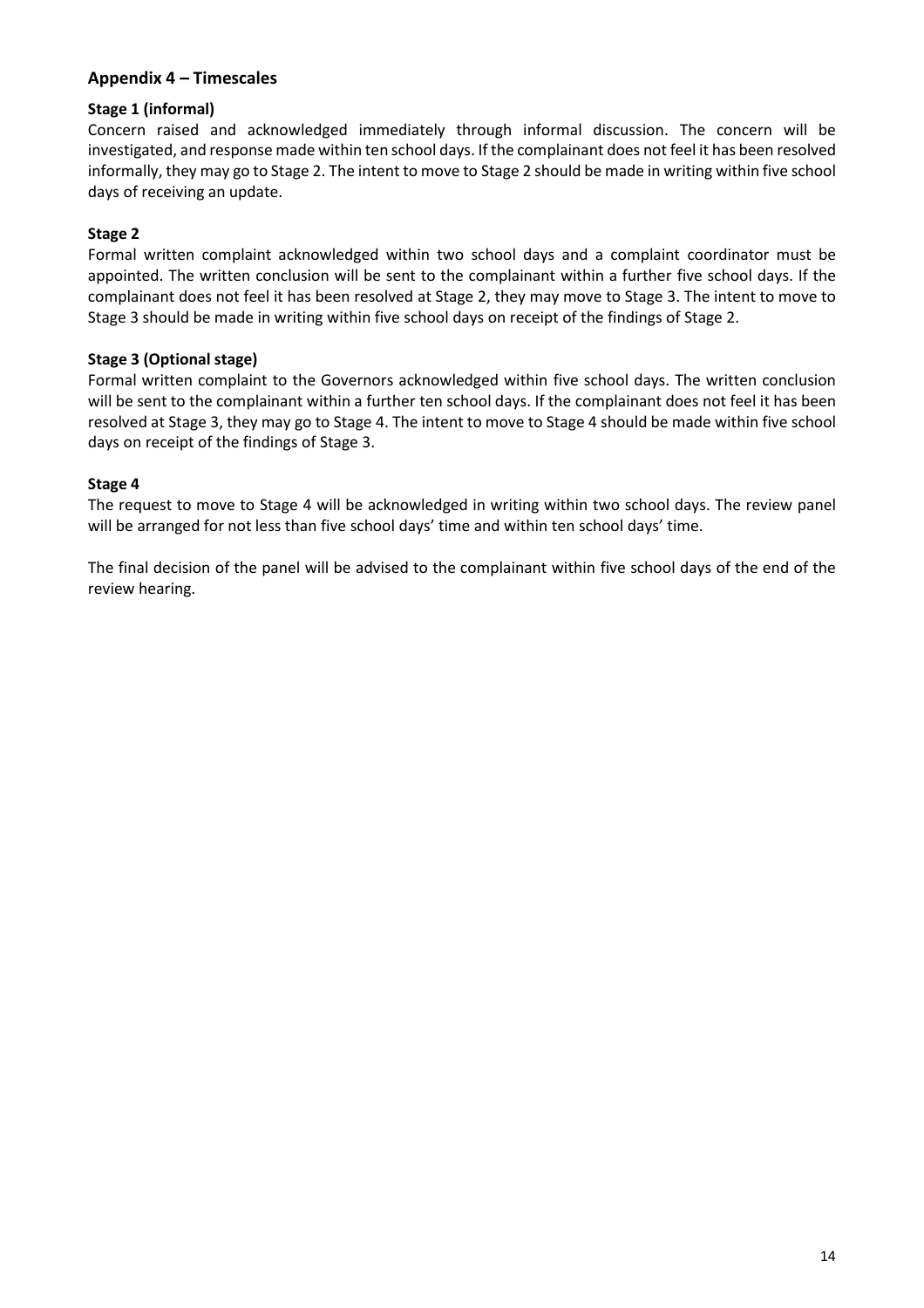## Appendix 4 – Timescales

### Stage 1 (informal)

Concern raised and acknowledged immediately through informal discussion. The concern will be investigated, and response made within ten school days. If the complainant does not feel it has been resolved informally, they may go to Stage 2. The intent to move to Stage 2 should be made in writing within five school days of receiving an update.

### Stage 2

Formal written complaint acknowledged within two school days and a complaint coordinator must be appointed. The written conclusion will be sent to the complainant within a further five school days. If the complainant does not feel it has been resolved at Stage 2, they may move to Stage 3. The intent to move to Stage 3 should be made in writing within five school days on receipt of the findings of Stage 2.

### Stage 3 (Optional stage)

Formal written complaint to the Governors acknowledged within five school days. The written conclusion will be sent to the complainant within a further ten school days. If the complainant does not feel it has been resolved at Stage 3, they may go to Stage 4. The intent to move to Stage 4 should be made within five school days on receipt of the findings of Stage 3.

### Stage 4

The request to move to Stage 4 will be acknowledged in writing within two school days. The review panel will be arranged for not less than five school days' time and within ten school days' time.

The final decision of the panel will be advised to the complainant within five school days of the end of the review hearing.